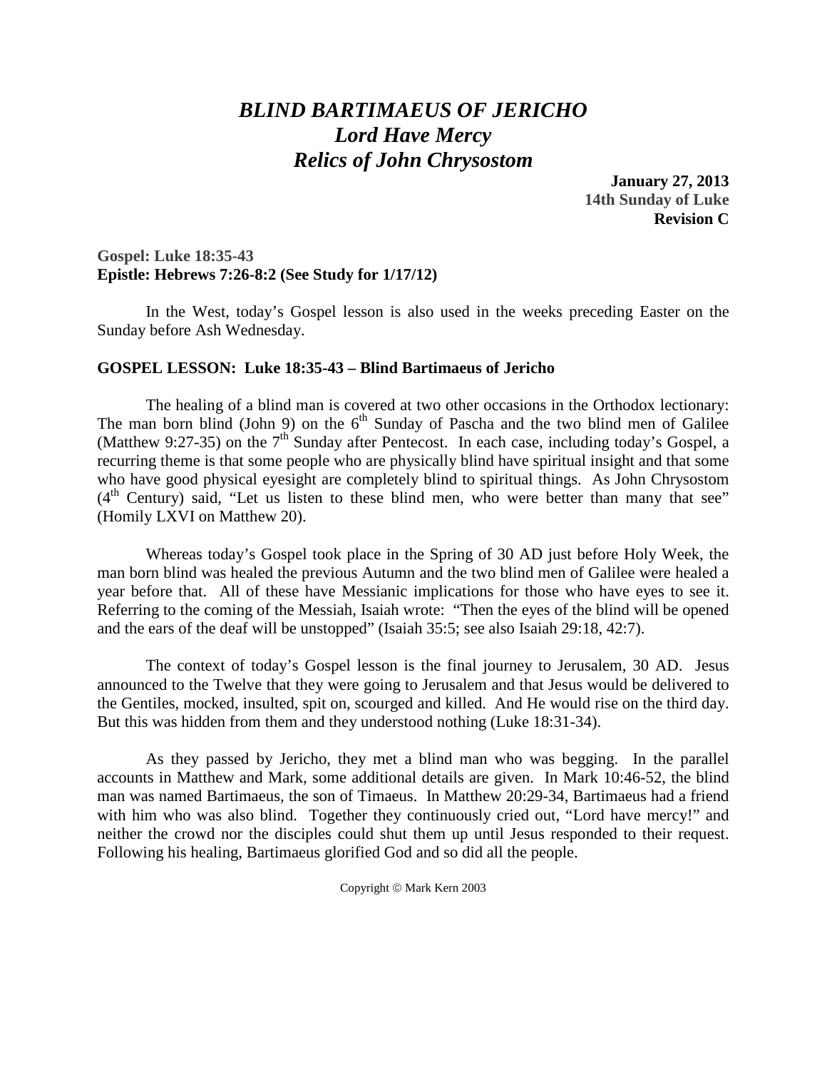# *BLIND BARTIMAEUS OF JERICHO*
# *Lord Have Mercy*
# *Relics of John Chrysostom*

**January 27, 2013**
**14th Sunday of Luke**
**Revision C**

**Gospel: Luke 18:35-43**
**Epistle: Hebrews 7:26-8:2 (See Study for 1/17/12)**

In the West, today's Gospel lesson is also used in the weeks preceding Easter on the Sunday before Ash Wednesday.

## GOSPEL LESSON: Luke 18:35-43 – Blind Bartimaeus of Jericho

The healing of a blind man is covered at two other occasions in the Orthodox lectionary: The man born blind (John 9) on the 6th Sunday of Pascha and the two blind men of Galilee (Matthew 9:27-35) on the 7th Sunday after Pentecost. In each case, including today's Gospel, a recurring theme is that some people who are physically blind have spiritual insight and that some who have good physical eyesight are completely blind to spiritual things. As John Chrysostom (4th Century) said, "Let us listen to these blind men, who were better than many that see" (Homily LXVI on Matthew 20).

Whereas today's Gospel took place in the Spring of 30 AD just before Holy Week, the man born blind was healed the previous Autumn and the two blind men of Galilee were healed a year before that. All of these have Messianic implications for those who have eyes to see it. Referring to the coming of the Messiah, Isaiah wrote: "Then the eyes of the blind will be opened and the ears of the deaf will be unstopped" (Isaiah 35:5; see also Isaiah 29:18, 42:7).

The context of today's Gospel lesson is the final journey to Jerusalem, 30 AD. Jesus announced to the Twelve that they were going to Jerusalem and that Jesus would be delivered to the Gentiles, mocked, insulted, spit on, scourged and killed. And He would rise on the third day. But this was hidden from them and they understood nothing (Luke 18:31-34).

As they passed by Jericho, they met a blind man who was begging. In the parallel accounts in Matthew and Mark, some additional details are given. In Mark 10:46-52, the blind man was named Bartimaeus, the son of Timaeus. In Matthew 20:29-34, Bartimaeus had a friend with him who was also blind. Together they continuously cried out, "Lord have mercy!" and neither the crowd nor the disciples could shut them up until Jesus responded to their request. Following his healing, Bartimaeus glorified God and so did all the people.

Copyright © Mark Kern 2003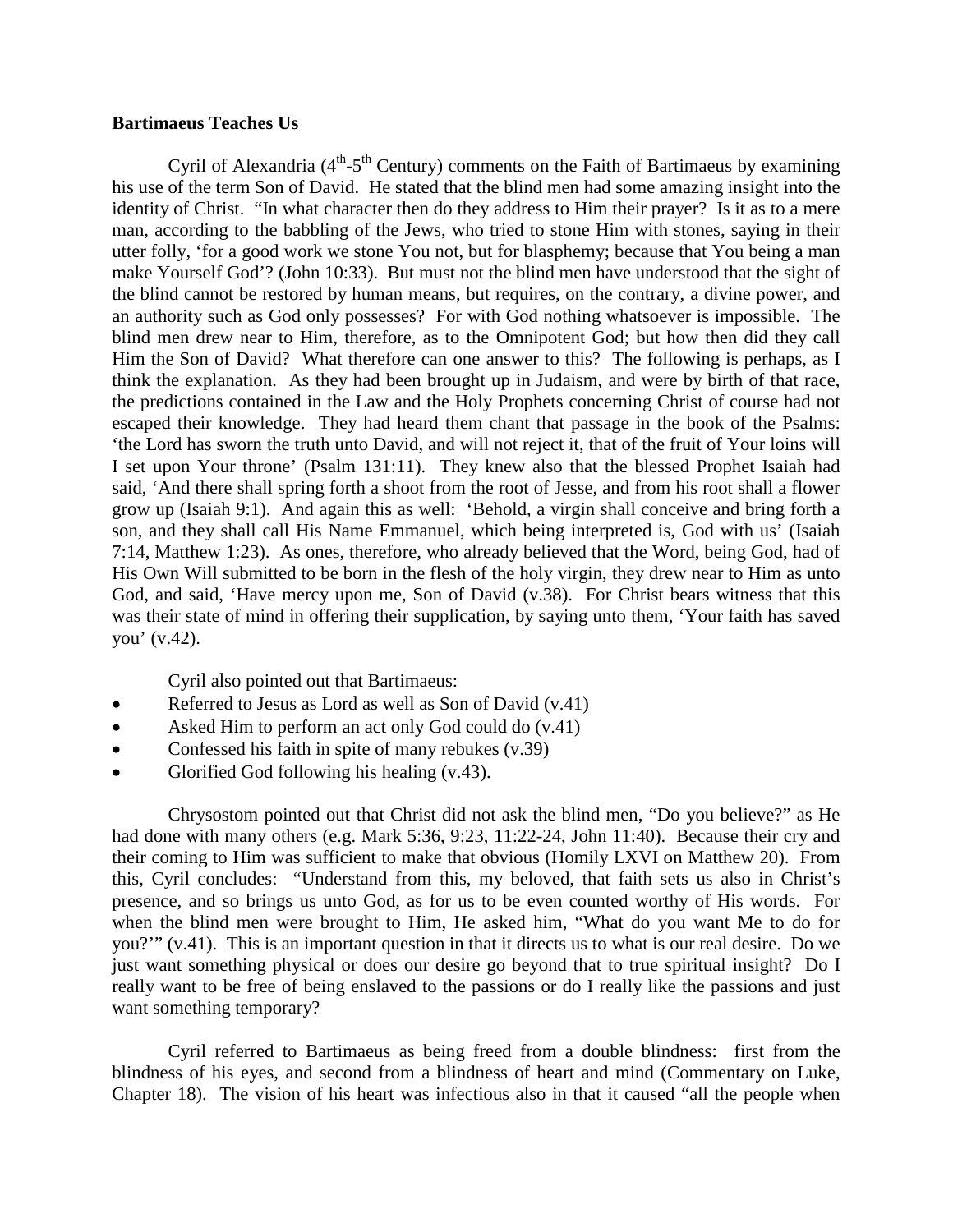**Bartimaeus Teaches Us**

Cyril of Alexandria (4th-5th Century) comments on the Faith of Bartimaeus by examining his use of the term Son of David. He stated that the blind men had some amazing insight into the identity of Christ. "In what character then do they address to Him their prayer? Is it as to a mere man, according to the babbling of the Jews, who tried to stone Him with stones, saying in their utter folly, 'for a good work we stone You not, but for blasphemy; because that You being a man make Yourself God'? (John 10:33). But must not the blind men have understood that the sight of the blind cannot be restored by human means, but requires, on the contrary, a divine power, and an authority such as God only possesses? For with God nothing whatsoever is impossible. The blind men drew near to Him, therefore, as to the Omnipotent God; but how then did they call Him the Son of David? What therefore can one answer to this? The following is perhaps, as I think the explanation. As they had been brought up in Judaism, and were by birth of that race, the predictions contained in the Law and the Holy Prophets concerning Christ of course had not escaped their knowledge. They had heard them chant that passage in the book of the Psalms: 'the Lord has sworn the truth unto David, and will not reject it, that of the fruit of Your loins will I set upon Your throne' (Psalm 131:11). They knew also that the blessed Prophet Isaiah had said, 'And there shall spring forth a shoot from the root of Jesse, and from his root shall a flower grow up (Isaiah 9:1). And again this as well: 'Behold, a virgin shall conceive and bring forth a son, and they shall call His Name Emmanuel, which being interpreted is, God with us' (Isaiah 7:14, Matthew 1:23). As ones, therefore, who already believed that the Word, being God, had of His Own Will submitted to be born in the flesh of the holy virgin, they drew near to Him as unto God, and said, 'Have mercy upon me, Son of David (v.38). For Christ bears witness that this was their state of mind in offering their supplication, by saying unto them, 'Your faith has saved you' (v.42).

Cyril also pointed out that Bartimaeus:

- Referred to Jesus as Lord as well as Son of David (v.41)
- Asked Him to perform an act only God could do (v.41)
- Confessed his faith in spite of many rebukes (v.39)
- Glorified God following his healing (v.43).

Chrysostom pointed out that Christ did not ask the blind men, "Do you believe?" as He had done with many others (e.g. Mark 5:36, 9:23, 11:22-24, John 11:40). Because their cry and their coming to Him was sufficient to make that obvious (Homily LXVI on Matthew 20). From this, Cyril concludes: "Understand from this, my beloved, that faith sets us also in Christ's presence, and so brings us unto God, as for us to be even counted worthy of His words. For when the blind men were brought to Him, He asked him, "What do you want Me to do for you?'" (v.41). This is an important question in that it directs us to what is our real desire. Do we just want something physical or does our desire go beyond that to true spiritual insight? Do I really want to be free of being enslaved to the passions or do I really like the passions and just want something temporary?

Cyril referred to Bartimaeus as being freed from a double blindness: first from the blindness of his eyes, and second from a blindness of heart and mind (Commentary on Luke, Chapter 18). The vision of his heart was infectious also in that it caused "all the people when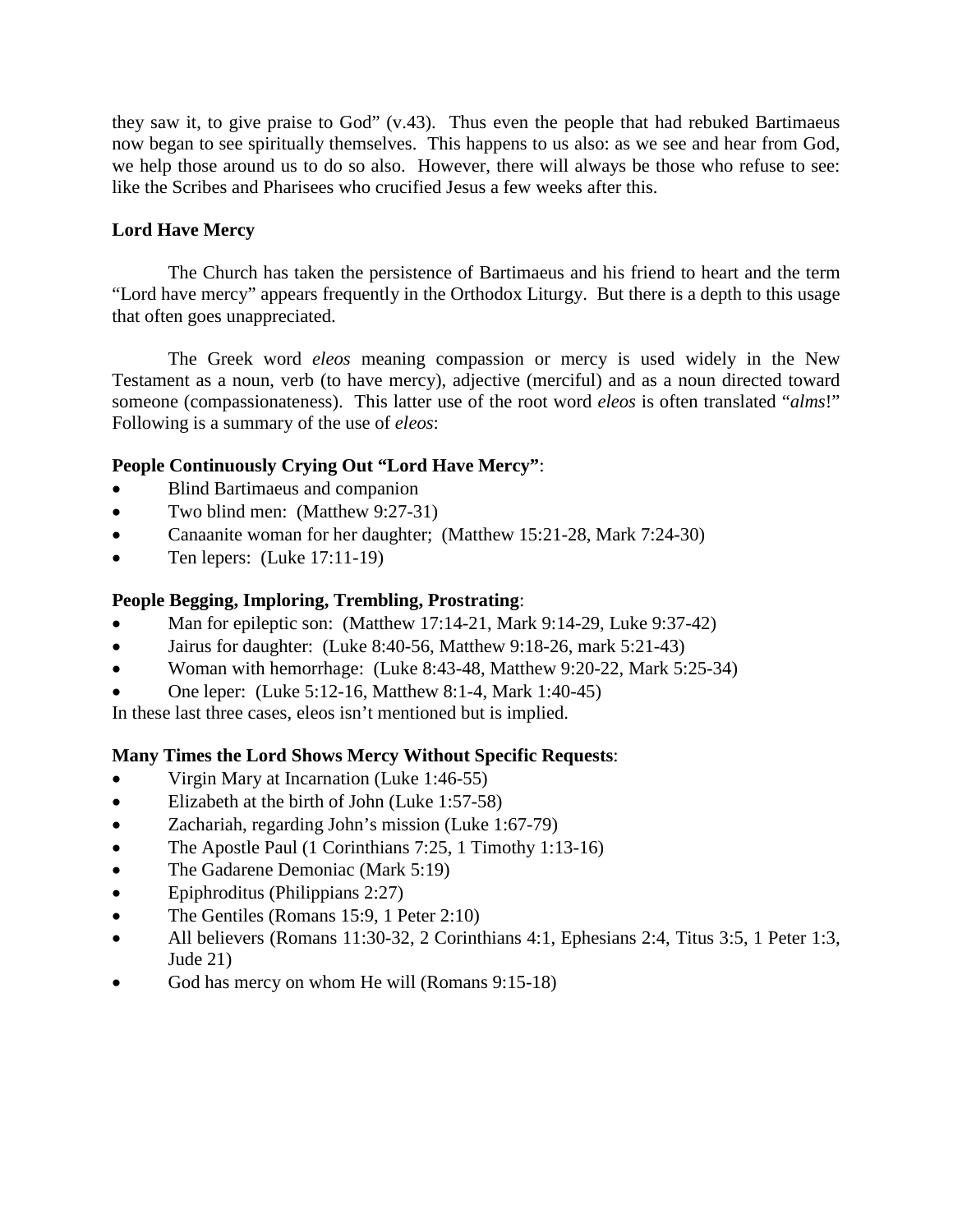they saw it, to give praise to God" (v.43). Thus even the people that had rebuked Bartimaeus now began to see spiritually themselves. This happens to us also: as we see and hear from God, we help those around us to do so also. However, there will always be those who refuse to see: like the Scribes and Pharisees who crucified Jesus a few weeks after this.

**Lord Have Mercy**

The Church has taken the persistence of Bartimaeus and his friend to heart and the term "Lord have mercy" appears frequently in the Orthodox Liturgy. But there is a depth to this usage that often goes unappreciated.

The Greek word *eleos* meaning compassion or mercy is used widely in the New Testament as a noun, verb (to have mercy), adjective (merciful) and as a noun directed toward someone (compassionateness). This latter use of the root word *eleos* is often translated "*alms*!" Following is a summary of the use of *eleos*:

**People Continuously Crying Out "Lord Have Mercy"**:

- Blind Bartimaeus and companion
- Two blind men: (Matthew 9:27-31)
- Canaanite woman for her daughter; (Matthew 15:21-28, Mark 7:24-30)
- Ten lepers: (Luke 17:11-19)

**People Begging, Imploring, Trembling, Prostrating**:

- Man for epileptic son: (Matthew 17:14-21, Mark 9:14-29, Luke 9:37-42)
- Jairus for daughter: (Luke 8:40-56, Matthew 9:18-26, mark 5:21-43)
- Woman with hemorrhage: (Luke 8:43-48, Matthew 9:20-22, Mark 5:25-34)
- One leper: (Luke 5:12-16, Matthew 8:1-4, Mark 1:40-45)

In these last three cases, eleos isn't mentioned but is implied.

**Many Times the Lord Shows Mercy Without Specific Requests**:

- Virgin Mary at Incarnation (Luke 1:46-55)
- Elizabeth at the birth of John (Luke 1:57-58)
- Zachariah, regarding John's mission (Luke 1:67-79)
- The Apostle Paul (1 Corinthians 7:25, 1 Timothy 1:13-16)
- The Gadarene Demoniac (Mark 5:19)
- Epiphroditus (Philippians 2:27)
- The Gentiles (Romans 15:9, 1 Peter 2:10)
- All believers (Romans 11:30-32, 2 Corinthians 4:1, Ephesians 2:4, Titus 3:5, 1 Peter 1:3, Jude 21)
- God has mercy on whom He will (Romans 9:15-18)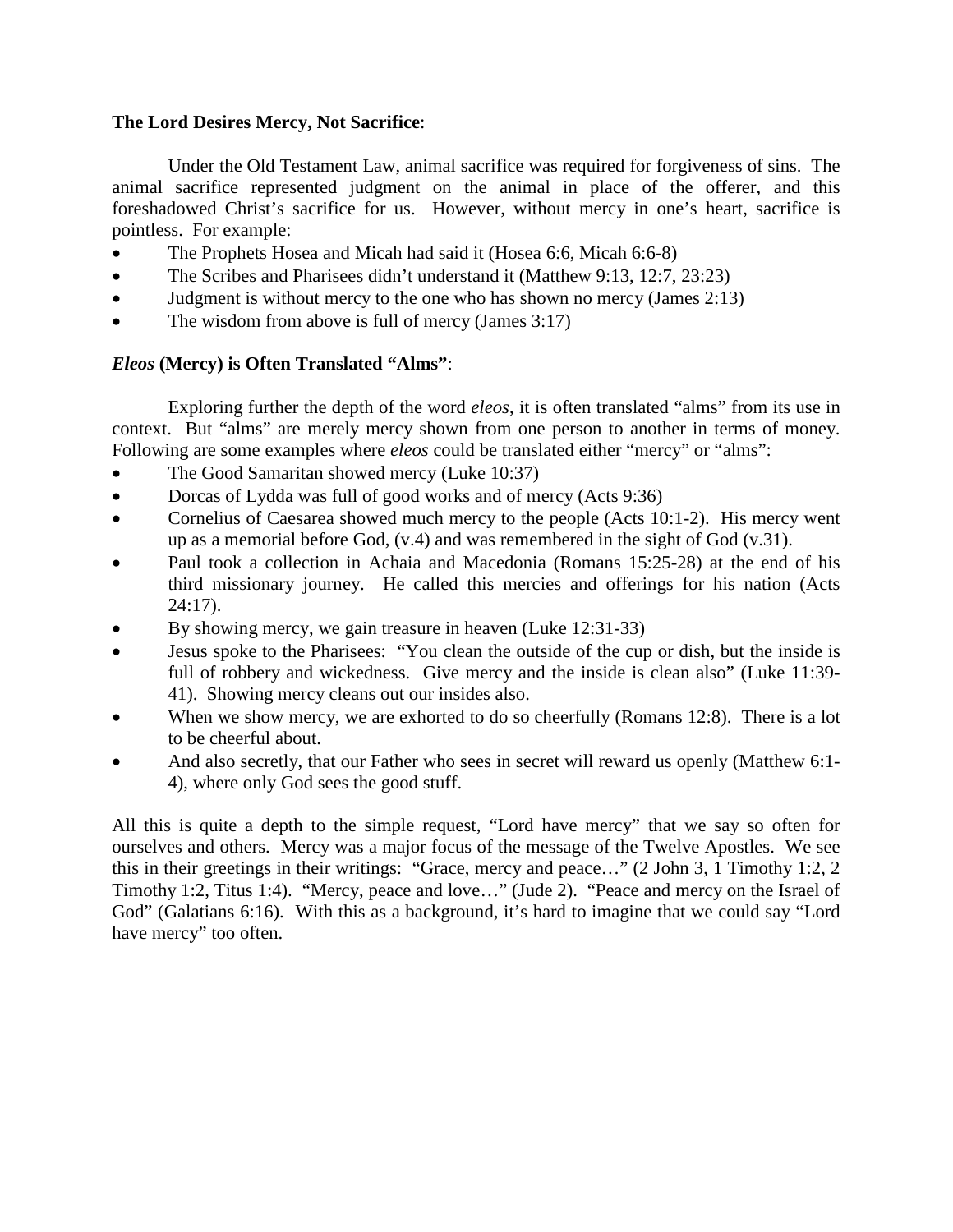**The Lord Desires Mercy, Not Sacrifice**:

Under the Old Testament Law, animal sacrifice was required for forgiveness of sins. The animal sacrifice represented judgment on the animal in place of the offerer, and this foreshadowed Christ's sacrifice for us. However, without mercy in one's heart, sacrifice is pointless. For example:

- The Prophets Hosea and Micah had said it (Hosea 6:6, Micah 6:6-8)
- The Scribes and Pharisees didn't understand it (Matthew 9:13, 12:7, 23:23)
- Judgment is without mercy to the one who has shown no mercy (James 2:13)
- The wisdom from above is full of mercy (James 3:17)

***Eleos* (Mercy) is Often Translated "Alms"**:

Exploring further the depth of the word *eleos*, it is often translated "alms" from its use in context. But "alms" are merely mercy shown from one person to another in terms of money. Following are some examples where *eleos* could be translated either "mercy" or "alms":

- The Good Samaritan showed mercy (Luke 10:37)
- Dorcas of Lydda was full of good works and of mercy (Acts 9:36)
- Cornelius of Caesarea showed much mercy to the people (Acts 10:1-2). His mercy went up as a memorial before God, (v.4) and was remembered in the sight of God (v.31).
- Paul took a collection in Achaia and Macedonia (Romans 15:25-28) at the end of his third missionary journey. He called this mercies and offerings for his nation (Acts 24:17).
- By showing mercy, we gain treasure in heaven (Luke 12:31-33)
- Jesus spoke to the Pharisees: "You clean the outside of the cup or dish, but the inside is full of robbery and wickedness. Give mercy and the inside is clean also" (Luke 11:39-41). Showing mercy cleans out our insides also.
- When we show mercy, we are exhorted to do so cheerfully (Romans 12:8). There is a lot to be cheerful about.
- And also secretly, that our Father who sees in secret will reward us openly (Matthew 6:1-4), where only God sees the good stuff.

All this is quite a depth to the simple request, "Lord have mercy" that we say so often for ourselves and others. Mercy was a major focus of the message of the Twelve Apostles. We see this in their greetings in their writings: "Grace, mercy and peace…" (2 John 3, 1 Timothy 1:2, 2 Timothy 1:2, Titus 1:4). "Mercy, peace and love…" (Jude 2). "Peace and mercy on the Israel of God" (Galatians 6:16). With this as a background, it's hard to imagine that we could say "Lord have mercy" too often.